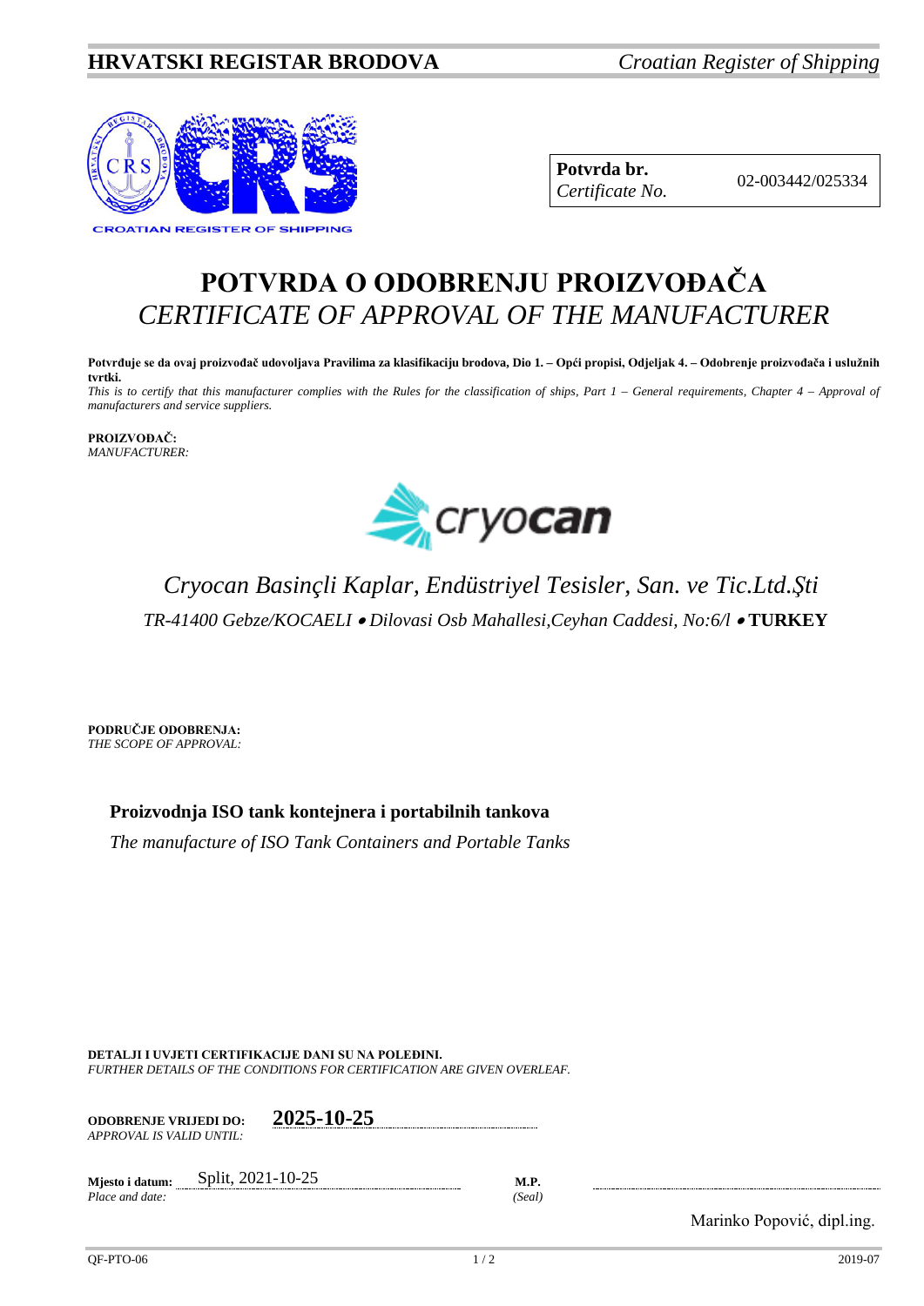**HRVATSKI REGISTAR BRODOVA** *Croatian Register of Shipping*

CROATIAN REGISTER OF SHIPPING

| **Potvrda br.** *Certificate No.* | 02-003442/025334 |
|---|---|

# POTVRDA O ODOBRENJU PROIZVOĐAČA
# *CERTIFICATE OF APPROVAL OF THE MANUFACTURER*

**Potvrđuje se da ovaj proizvođač udovoljava Pravilima za klasifikaciju brodova, Dio 1. – Opći propisi, Odjeljak 4. – Odobrenje proizvođača i uslužnih tvrtki.**
*This is to certify that this manufacturer complies with the Rules for the classification of ships, Part 1 – General requirements, Chapter 4 – Approval of manufacturers and service suppliers.*

**PROIZVOĐAČ:**
*MANUFACTURER:*

cryocan

*Cryocan Basinçli Kaplar, Endüstriyel Tesisler, San. ve Tic.Ltd.Şti*

*TR-41400 Gebze/KOCAELI • Dilovasi Osb Mahallesi,Ceyhan Caddesi, No:6/l* • **TURKEY**

**PODRUČJE ODOBRENJA:**
*THE SCOPE OF APPROVAL:*

**Proizvodnja ISO tank kontejnera i portabilnih tankova**

*The manufacture of ISO Tank Containers and Portable Tanks*

**DETALJI I UVJETI CERTIFIKACIJE DANI SU NA POLEĐINI.**
*FURTHER DETAILS OF THE CONDITIONS FOR CERTIFICATION ARE GIVEN OVERLEAF.*

**ODOBRENJE VRIJEDI DO:** *APPROVAL IS VALID UNTIL:* **2025-10-25**

**Mjesto i datum:** *Place and date:* Split, 2021-10-25

**M.P.** *(Seal)*

Marinko Popović, dipl.ing.

QF-PTO-06 2019-07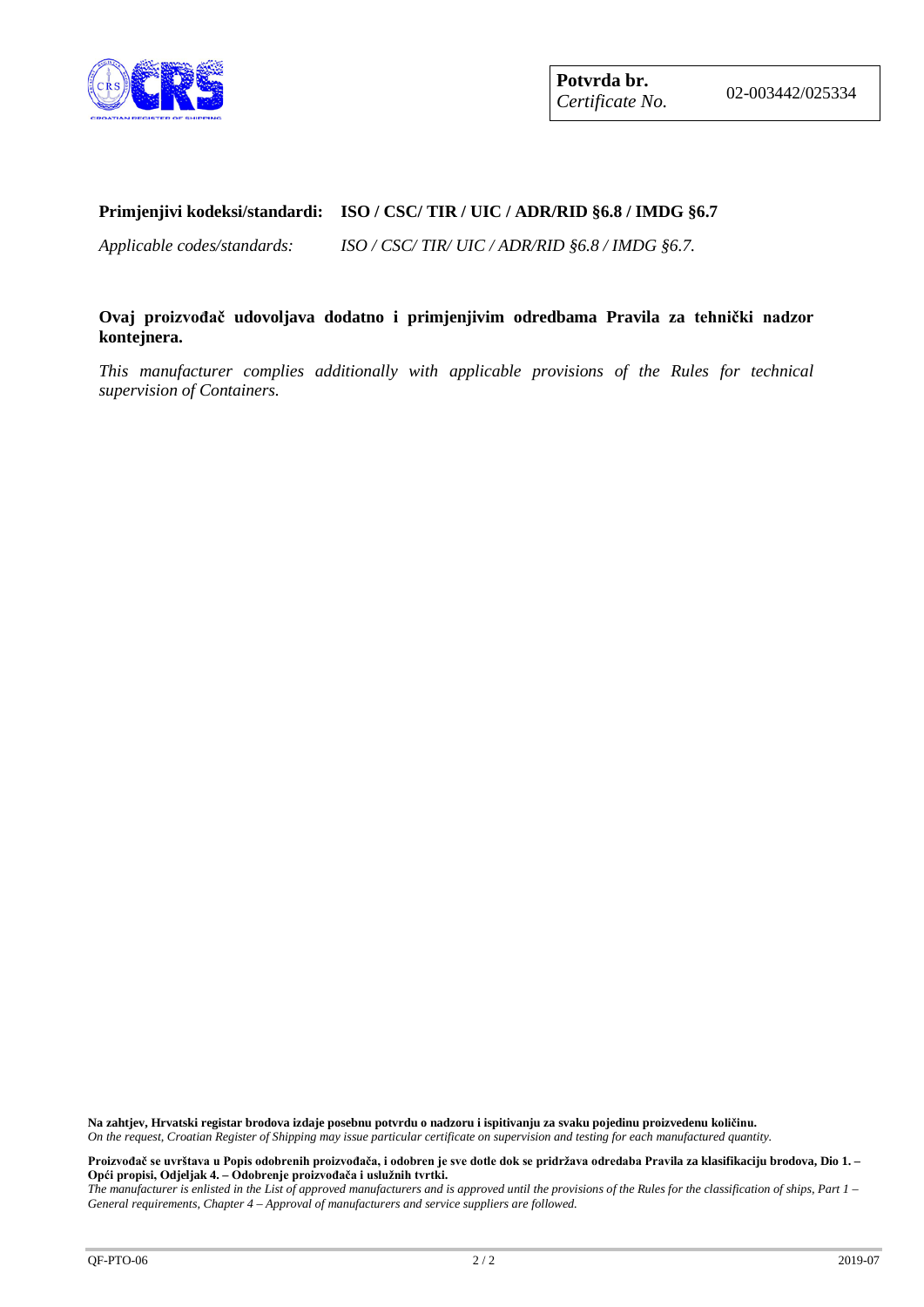| Potvrda br. *Certificate No.* | 02-003442/025334 |
|---|---|

**Primjenjivi kodeksi/standardi: ISO / CSC/ TIR / UIC / ADR/RID §6.8 / IMDG §6.7**

*Applicable codes/standards: ISO / CSC/ TIR/ UIC / ADR/RID §6.8 / IMDG §6.7.*

**Ovaj proizvođač udovoljava dodatno i primjenjivim odredbama Pravila za tehnički nadzor kontejnera.**

*This manufacturer complies additionally with applicable provisions of the Rules for technical supervision of Containers.*

**Na zahtjev, Hrvatski registar brodova izdaje posebnu potvrdu o nadzoru i ispitivanju za svaku pojedinu proizvedenu količinu.**
*On the request, Croatian Register of Shipping may issue particular certificate on supervision and testing for each manufactured quantity.*

**Proizvođač se uvrštava u Popis odobrenih proizvođača, i odobren je sve dotle dok se pridržava odredaba Pravila za klasifikaciju brodova, Dio 1. – Opći propisi, Odjeljak 4. – Odobrenje proizvođača i uslužnih tvrtki.**
*The manufacturer is enlisted in the List of approved manufacturers and is approved until the provisions of the Rules for the classification of ships, Part 1 – General requirements, Chapter 4 – Approval of manufacturers and service suppliers are followed.*